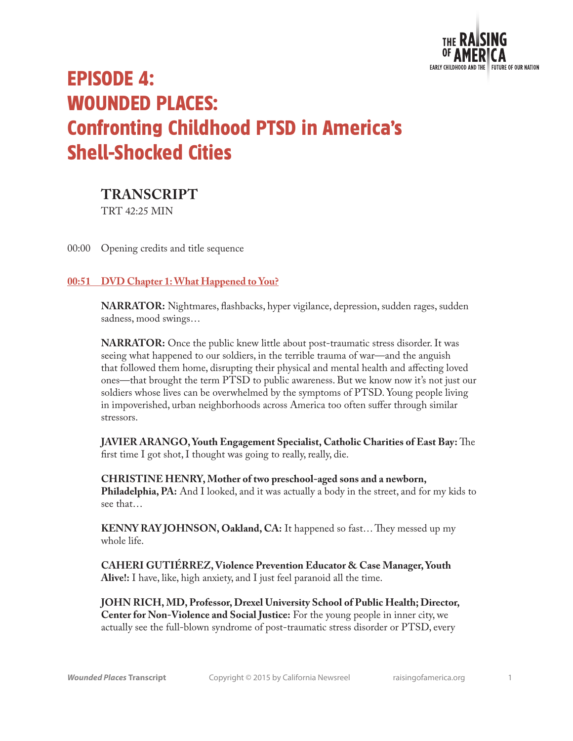# EPISODE 4: WOUNDED PLACES: Confronting Childhood PTSD in America's Shell-Shocked Cities

## TRANSCRIPT

TRT 42:25 MIN

00:00 Opening credits and title sequence

### 00:51 DVD Chapter 1: What Happened to You?

**NARRATOR:** Nightmares, flashbacks, hyper vigilance, depression, sudden rages, sudden sadness, mood swings…

**NARRATOR:** Once the public knew little about post-traumatic stress disorder. It was seeing what happened to our soldiers, in the terrible trauma of war—and the anguish that followed them home, disrupting their physical and mental health and affecting loved ones—that brought the term PTSD to public awareness. But we know now it's not just our soldiers whose lives can be overwhelmed by the symptoms of PTSD. Young people living in impoverished, urban neighborhoods across America too often suffer through similar stressors.

**JAVIER ARANGO, Youth Engagement Specialist, Catholic Charities of East Bay:** The first time I got shot, I thought was going to really, really, die.

**CHRISTINE HENRY, Mother of two preschool-aged sons and a newborn, Philadelphia, PA:** And I looked, and it was actually a body in the street, and for my kids to see that…

**KENNY RAY JOHNSON, Oakland, CA:** It happened so fast… They messed up my whole life.

**CAHERI GUTIÉRREZ, Violence Prevention Educator & Case Manager, Youth Alive!:** I have, like, high anxiety, and I just feel paranoid all the time.

**JOHN RICH, MD, Professor, Drexel University School of Public Health; Director, Center for Non-Violence and Social Justice:** For the young people in inner city, we actually see the full-blown syndrome of post-traumatic stress disorder or PTSD, every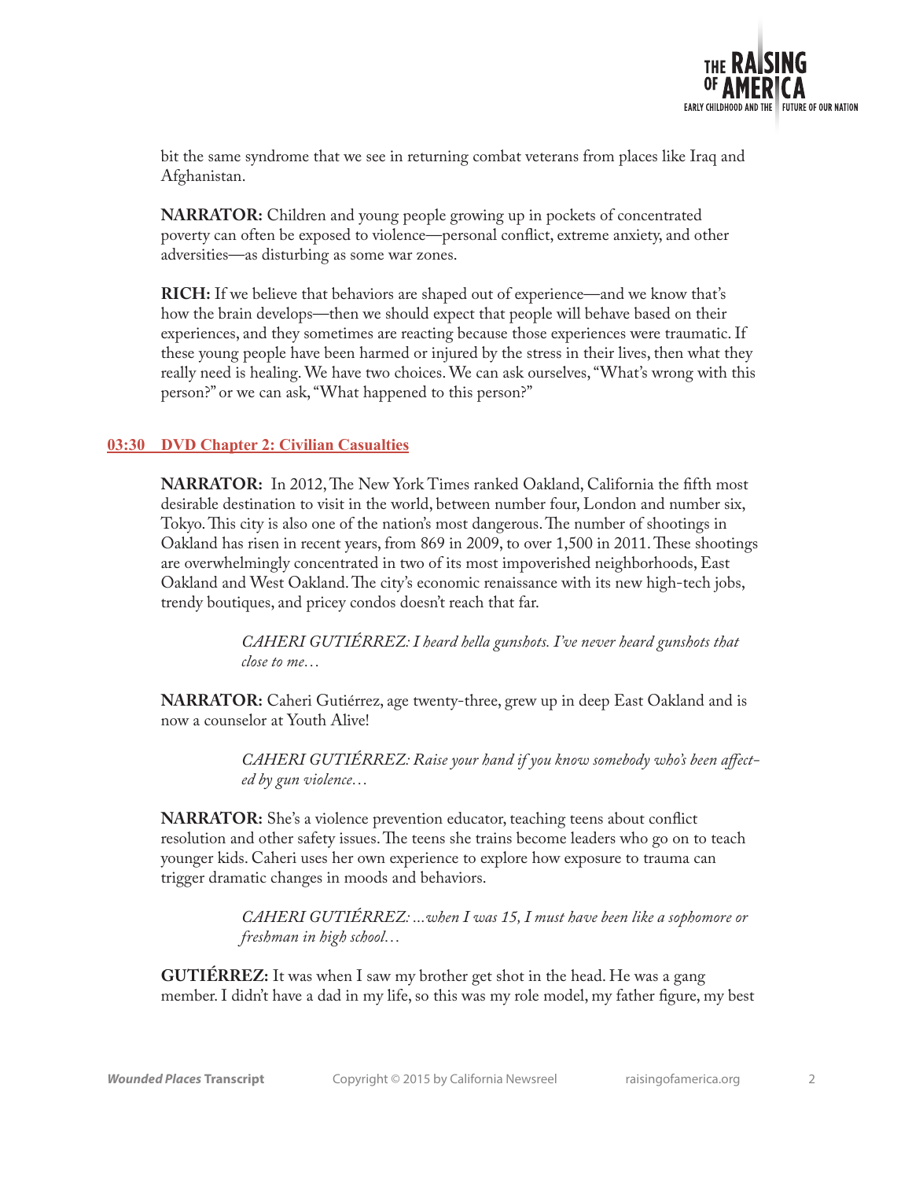bit the same syndrome that we see in returning combat veterans from places like Iraq and Afghanistan.

**NARRATOR:** Children and young people growing up in pockets of concentrated poverty can often be exposed to violence—personal conflict, extreme anxiety, and other adversities—as disturbing as some war zones.

**RICH:** If we believe that behaviors are shaped out of experience—and we know that's how the brain develops—then we should expect that people will behave based on their experiences, and they sometimes are reacting because those experiences were traumatic. If these young people have been harmed or injured by the stress in their lives, then what they really need is healing. We have two choices. We can ask ourselves, "What's wrong with this person?" or we can ask, "What happened to this person?"

## 03:30 DVD Chapter 2: Civilian Casualties

**NARRATOR:** In 2012, The New York Times ranked Oakland, California the fifth most desirable destination to visit in the world, between number four, London and number six, Tokyo. This city is also one of the nation's most dangerous. The number of shootings in Oakland has risen in recent years, from 869 in 2009, to over 1,500 in 2011. These shootings are overwhelmingly concentrated in two of its most impoverished neighborhoods, East Oakland and West Oakland. The city's economic renaissance with its new high-tech jobs, trendy boutiques, and pricey condos doesn't reach that far.

> *CAHERI GUTIÉRREZ: I heard hella gunshots. I've never heard gunshots that close to me…*

**NARRATOR:** Caheri Gutiérrez, age twenty-three, grew up in deep East Oakland and is now a counselor at Youth Alive!

> *CAHERI GUTIÉRREZ: Raise your hand if you know somebody who's been affected by gun violence…*

**NARRATOR:** She's a violence prevention educator, teaching teens about conflict resolution and other safety issues. The teens she trains become leaders who go on to teach younger kids. Caheri uses her own experience to explore how exposure to trauma can trigger dramatic changes in moods and behaviors.

> *CAHERI GUTIÉRREZ: ...when I was 15, I must have been like a sophomore or freshman in high school…*

**GUTIÉRREZ:** It was when I saw my brother get shot in the head. He was a gang member. I didn't have a dad in my life, so this was my role model, my father figure, my best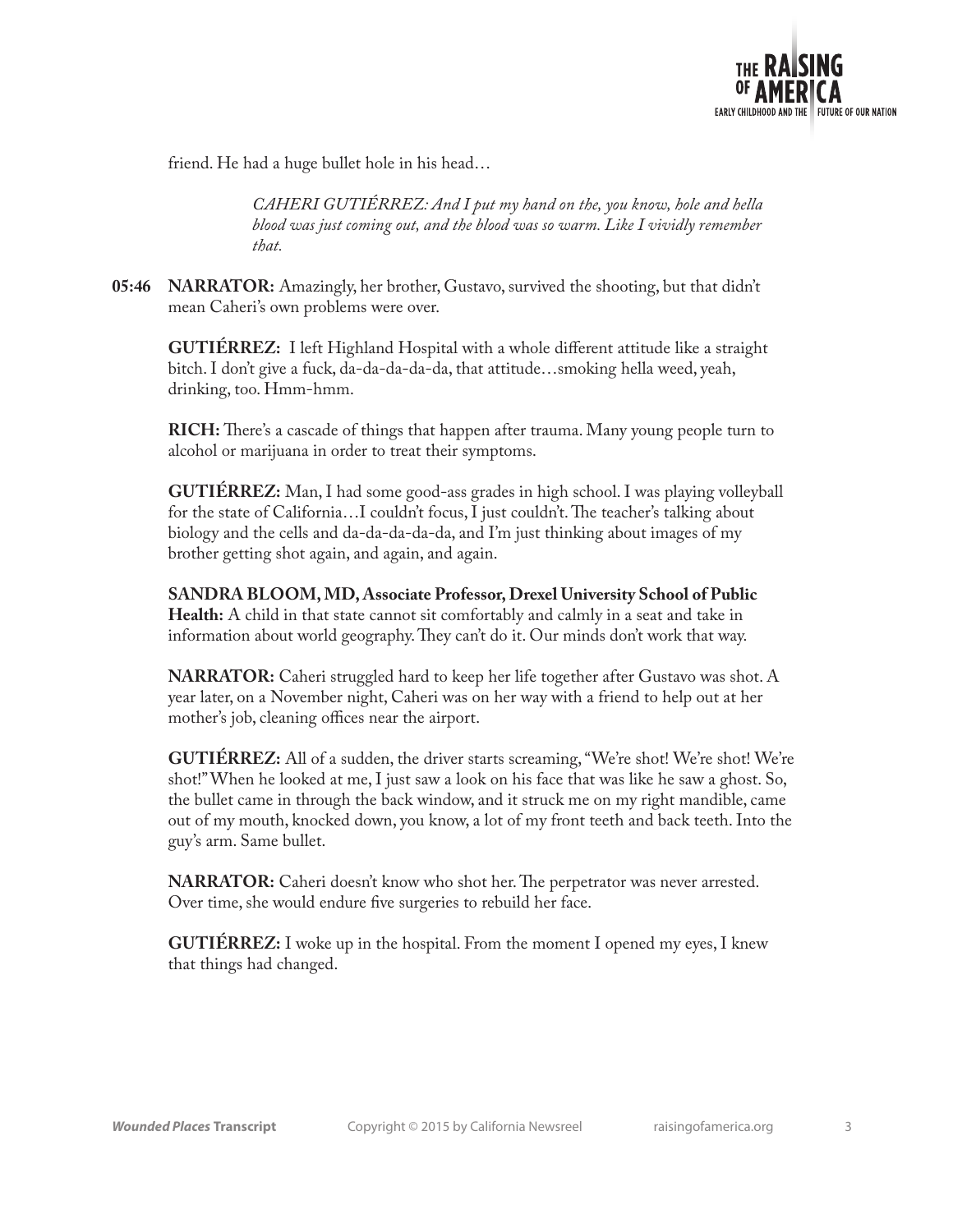friend. He had a huge bullet hole in his head…

> *CAHERI GUTIÉRREZ: And I put my hand on the, you know, hole and hella blood was just coming out, and the blood was so warm. Like I vividly remember that.*

**05:46** **NARRATOR:** Amazingly, her brother, Gustavo, survived the shooting, but that didn't mean Caheri's own problems were over.

**GUTIÉRREZ:** I left Highland Hospital with a whole different attitude like a straight bitch. I don't give a fuck, da-da-da-da-da, that attitude…smoking hella weed, yeah, drinking, too. Hmm-hmm.

**RICH:** There's a cascade of things that happen after trauma. Many young people turn to alcohol or marijuana in order to treat their symptoms.

**GUTIÉRREZ:** Man, I had some good-ass grades in high school. I was playing volleyball for the state of California…I couldn't focus, I just couldn't. The teacher's talking about biology and the cells and da-da-da-da-da, and I'm just thinking about images of my brother getting shot again, and again, and again.

**SANDRA BLOOM, MD, Associate Professor, Drexel University School of Public Health:** A child in that state cannot sit comfortably and calmly in a seat and take in information about world geography. They can't do it. Our minds don't work that way.

**NARRATOR:** Caheri struggled hard to keep her life together after Gustavo was shot. A year later, on a November night, Caheri was on her way with a friend to help out at her mother's job, cleaning offices near the airport.

**GUTIÉRREZ:** All of a sudden, the driver starts screaming, "We're shot! We're shot! We're shot!" When he looked at me, I just saw a look on his face that was like he saw a ghost. So, the bullet came in through the back window, and it struck me on my right mandible, came out of my mouth, knocked down, you know, a lot of my front teeth and back teeth. Into the guy's arm. Same bullet.

**NARRATOR:** Caheri doesn't know who shot her. The perpetrator was never arrested. Over time, she would endure five surgeries to rebuild her face.

**GUTIÉRREZ:** I woke up in the hospital. From the moment I opened my eyes, I knew that things had changed.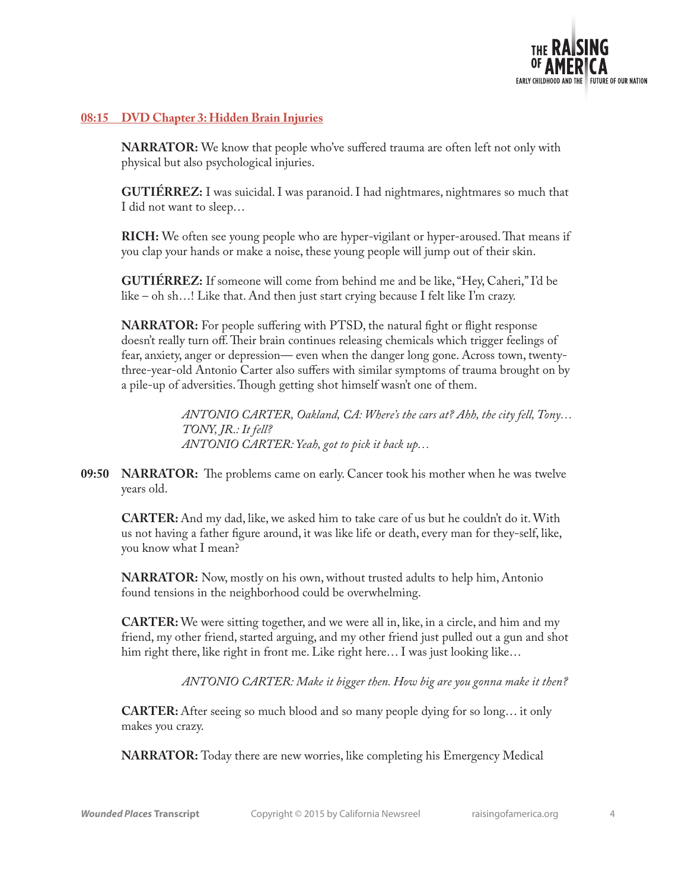**08:15 DVD Chapter 3: Hidden Brain Injuries**

**NARRATOR:** We know that people who've suffered trauma are often left not only with physical but also psychological injuries.

**GUTIÉRREZ:** I was suicidal. I was paranoid. I had nightmares, nightmares so much that I did not want to sleep…

**RICH:** We often see young people who are hyper-vigilant or hyper-aroused. That means if you clap your hands or make a noise, these young people will jump out of their skin.

**GUTIÉRREZ:** If someone will come from behind me and be like, "Hey, Caheri," I'd be like – oh sh…! Like that. And then just start crying because I felt like I'm crazy.

**NARRATOR:** For people suffering with PTSD, the natural fight or flight response doesn't really turn off. Their brain continues releasing chemicals which trigger feelings of fear, anxiety, anger or depression— even when the danger long gone. Across town, twenty-three-year-old Antonio Carter also suffers with similar symptoms of trauma brought on by a pile-up of adversities. Though getting shot himself wasn't one of them.

*ANTONIO CARTER, Oakland, CA: Where's the cars at? Ahh, the city fell, Tony…*
*TONY, JR.: It fell?*
*ANTONIO CARTER: Yeah, got to pick it back up…*

**09:50 NARRATOR:** The problems came on early. Cancer took his mother when he was twelve years old.

**CARTER:** And my dad, like, we asked him to take care of us but he couldn't do it. With us not having a father figure around, it was like life or death, every man for they-self, like, you know what I mean?

**NARRATOR:** Now, mostly on his own, without trusted adults to help him, Antonio found tensions in the neighborhood could be overwhelming.

**CARTER:** We were sitting together, and we were all in, like, in a circle, and him and my friend, my other friend, started arguing, and my other friend just pulled out a gun and shot him right there, like right in front me. Like right here… I was just looking like…

*ANTONIO CARTER: Make it bigger then. How big are you gonna make it then?*

**CARTER:** After seeing so much blood and so many people dying for so long… it only makes you crazy.

**NARRATOR:** Today there are new worries, like completing his Emergency Medical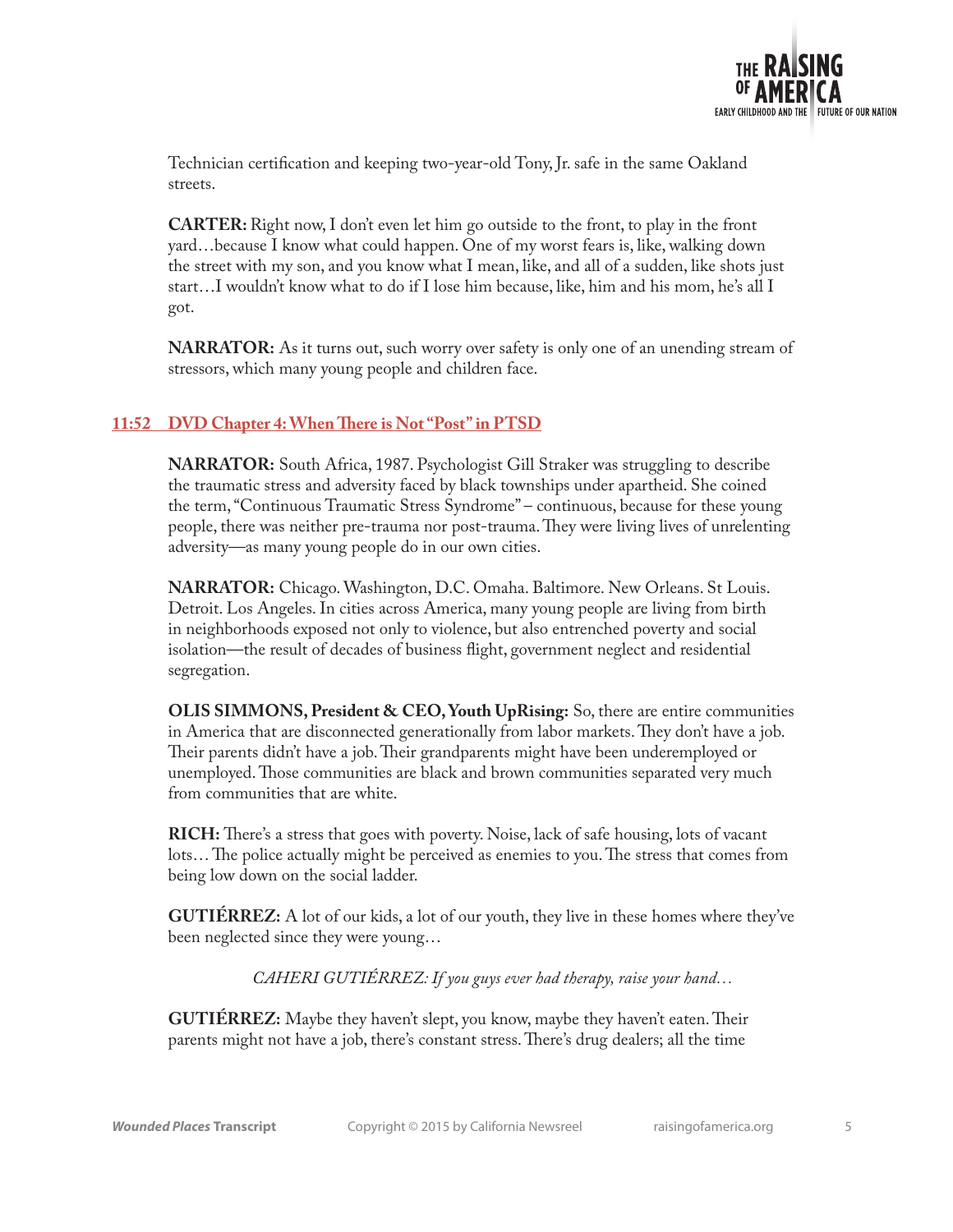Technician certification and keeping two-year-old Tony, Jr. safe in the same Oakland streets.

**CARTER:** Right now, I don't even let him go outside to the front, to play in the front yard…because I know what could happen. One of my worst fears is, like, walking down the street with my son, and you know what I mean, like, and all of a sudden, like shots just start…I wouldn't know what to do if I lose him because, like, him and his mom, he's all I got.

**NARRATOR:** As it turns out, such worry over safety is only one of an unending stream of stressors, which many young people and children face.

## 11:52 DVD Chapter 4: When There is Not "Post" in PTSD

**NARRATOR:** South Africa, 1987. Psychologist Gill Straker was struggling to describe the traumatic stress and adversity faced by black townships under apartheid. She coined the term, "Continuous Traumatic Stress Syndrome" – continuous, because for these young people, there was neither pre-trauma nor post-trauma. They were living lives of unrelenting adversity—as many young people do in our own cities.

**NARRATOR:** Chicago. Washington, D.C. Omaha. Baltimore. New Orleans. St Louis. Detroit. Los Angeles. In cities across America, many young people are living from birth in neighborhoods exposed not only to violence, but also entrenched poverty and social isolation—the result of decades of business flight, government neglect and residential segregation.

**OLIS SIMMONS, President & CEO, Youth UpRising:** So, there are entire communities in America that are disconnected generationally from labor markets. They don't have a job. Their parents didn't have a job. Their grandparents might have been underemployed or unemployed. Those communities are black and brown communities separated very much from communities that are white.

**RICH:** There's a stress that goes with poverty. Noise, lack of safe housing, lots of vacant lots… The police actually might be perceived as enemies to you. The stress that comes from being low down on the social ladder.

**GUTIÉRREZ:** A lot of our kids, a lot of our youth, they live in these homes where they've been neglected since they were young…

*CAHERI GUTIÉRREZ: If you guys ever had therapy, raise your hand…*

**GUTIÉRREZ:** Maybe they haven't slept, you know, maybe they haven't eaten. Their parents might not have a job, there's constant stress. There's drug dealers; all the time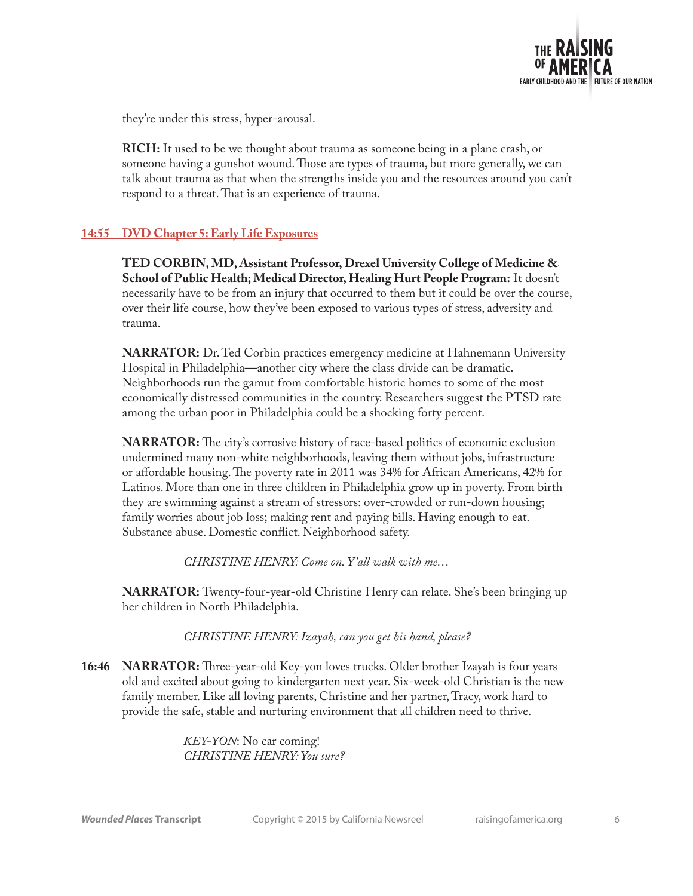they're under this stress, hyper-arousal.

**RICH:** It used to be we thought about trauma as someone being in a plane crash, or someone having a gunshot wound. Those are types of trauma, but more generally, we can talk about trauma as that when the strengths inside you and the resources around you can't respond to a threat. That is an experience of trauma.

### 14:55 DVD Chapter 5: Early Life Exposures

**TED CORBIN, MD, Assistant Professor, Drexel University College of Medicine & School of Public Health; Medical Director, Healing Hurt People Program:** It doesn't necessarily have to be from an injury that occurred to them but it could be over the course, over their life course, how they've been exposed to various types of stress, adversity and trauma.

**NARRATOR:** Dr. Ted Corbin practices emergency medicine at Hahnemann University Hospital in Philadelphia—another city where the class divide can be dramatic. Neighborhoods run the gamut from comfortable historic homes to some of the most economically distressed communities in the country. Researchers suggest the PTSD rate among the urban poor in Philadelphia could be a shocking forty percent.

**NARRATOR:** The city's corrosive history of race-based politics of economic exclusion undermined many non-white neighborhoods, leaving them without jobs, infrastructure or affordable housing. The poverty rate in 2011 was 34% for African Americans, 42% for Latinos. More than one in three children in Philadelphia grow up in poverty. From birth they are swimming against a stream of stressors: over-crowded or run-down housing; family worries about job loss; making rent and paying bills. Having enough to eat. Substance abuse. Domestic conflict. Neighborhood safety.

*CHRISTINE HENRY: Come on. Y'all walk with me…*

**NARRATOR:** Twenty-four-year-old Christine Henry can relate. She's been bringing up her children in North Philadelphia.

*CHRISTINE HENRY: Izayah, can you get his hand, please?*

**16:46 NARRATOR:** Three-year-old Key-yon loves trucks. Older brother Izayah is four years old and excited about going to kindergarten next year. Six-week-old Christian is the new family member. Like all loving parents, Christine and her partner, Tracy, work hard to provide the safe, stable and nurturing environment that all children need to thrive.

*KEY-YON*: No car coming!
*CHRISTINE HENRY: You sure?*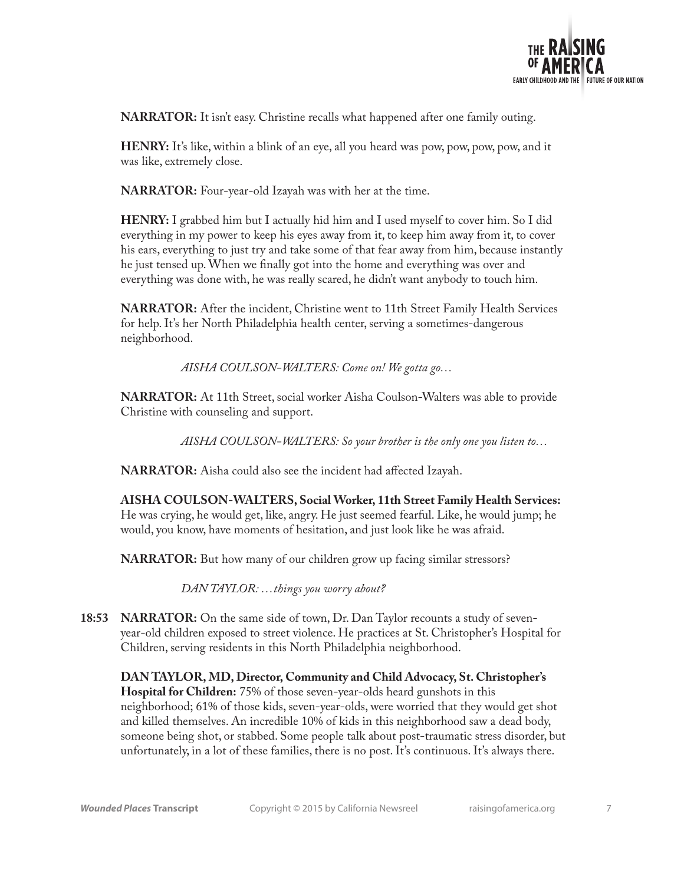**NARRATOR:** It isn't easy. Christine recalls what happened after one family outing.

**HENRY:** It's like, within a blink of an eye, all you heard was pow, pow, pow, pow, and it was like, extremely close.

**NARRATOR:** Four-year-old Izayah was with her at the time.

**HENRY:** I grabbed him but I actually hid him and I used myself to cover him. So I did everything in my power to keep his eyes away from it, to keep him away from it, to cover his ears, everything to just try and take some of that fear away from him, because instantly he just tensed up. When we finally got into the home and everything was over and everything was done with, he was really scared, he didn't want anybody to touch him.

**NARRATOR:** After the incident, Christine went to 11th Street Family Health Services for help. It's her North Philadelphia health center, serving a sometimes-dangerous neighborhood.

*AISHA COULSON-WALTERS: Come on! We gotta go…*

**NARRATOR:** At 11th Street, social worker Aisha Coulson-Walters was able to provide Christine with counseling and support.

*AISHA COULSON-WALTERS: So your brother is the only one you listen to…*

**NARRATOR:** Aisha could also see the incident had affected Izayah.

**AISHA COULSON-WALTERS, Social Worker, 11th Street Family Health Services:** He was crying, he would get, like, angry. He just seemed fearful. Like, he would jump; he would, you know, have moments of hesitation, and just look like he was afraid.

**NARRATOR:** But how many of our children grow up facing similar stressors?

*DAN TAYLOR: …things you worry about?*

**18:53** **NARRATOR:** On the same side of town, Dr. Dan Taylor recounts a study of seven-year-old children exposed to street violence. He practices at St. Christopher's Hospital for Children, serving residents in this North Philadelphia neighborhood.

**DAN TAYLOR, MD, Director, Community and Child Advocacy, St. Christopher's Hospital for Children:** 75% of those seven-year-olds heard gunshots in this neighborhood; 61% of those kids, seven-year-olds, were worried that they would get shot and killed themselves. An incredible 10% of kids in this neighborhood saw a dead body, someone being shot, or stabbed. Some people talk about post-traumatic stress disorder, but unfortunately, in a lot of these families, there is no post. It's continuous. It's always there.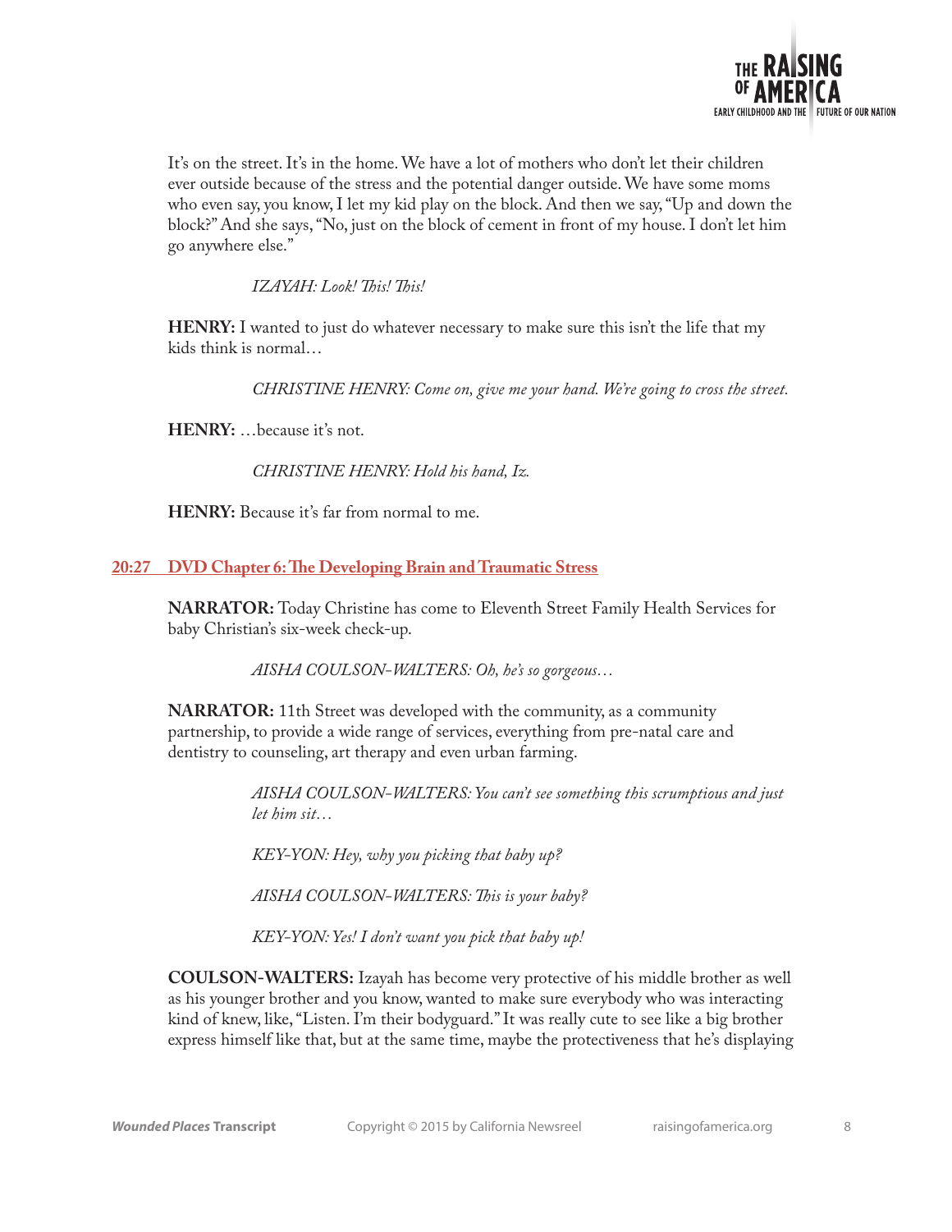It's on the street. It's in the home. We have a lot of mothers who don't let their children ever outside because of the stress and the potential danger outside. We have some moms who even say, you know, I let my kid play on the block. And then we say, "Up and down the block?" And she says, "No, just on the block of cement in front of my house. I don't let him go anywhere else."

*IZAYAH: Look! This! This!*

**HENRY:** I wanted to just do whatever necessary to make sure this isn't the life that my kids think is normal…

*CHRISTINE HENRY: Come on, give me your hand. We're going to cross the street.*

**HENRY:** …because it's not.

*CHRISTINE HENRY: Hold his hand, Iz.*

**HENRY:** Because it's far from normal to me.

## 20:27 DVD Chapter 6: The Developing Brain and Traumatic Stress

**NARRATOR:** Today Christine has come to Eleventh Street Family Health Services for baby Christian's six-week check-up.

*AISHA COULSON-WALTERS: Oh, he's so gorgeous…*

**NARRATOR:** 11th Street was developed with the community, as a community partnership, to provide a wide range of services, everything from pre-natal care and dentistry to counseling, art therapy and even urban farming.

*AISHA COULSON-WALTERS: You can't see something this scrumptious and just let him sit…*

*KEY-YON: Hey, why you picking that baby up?*

*AISHA COULSON-WALTERS: This is your baby?*

*KEY-YON: Yes! I don't want you pick that baby up!*

**COULSON-WALTERS:** Izayah has become very protective of his middle brother as well as his younger brother and you know, wanted to make sure everybody who was interacting kind of knew, like, "Listen. I'm their bodyguard." It was really cute to see like a big brother express himself like that, but at the same time, maybe the protectiveness that he's displaying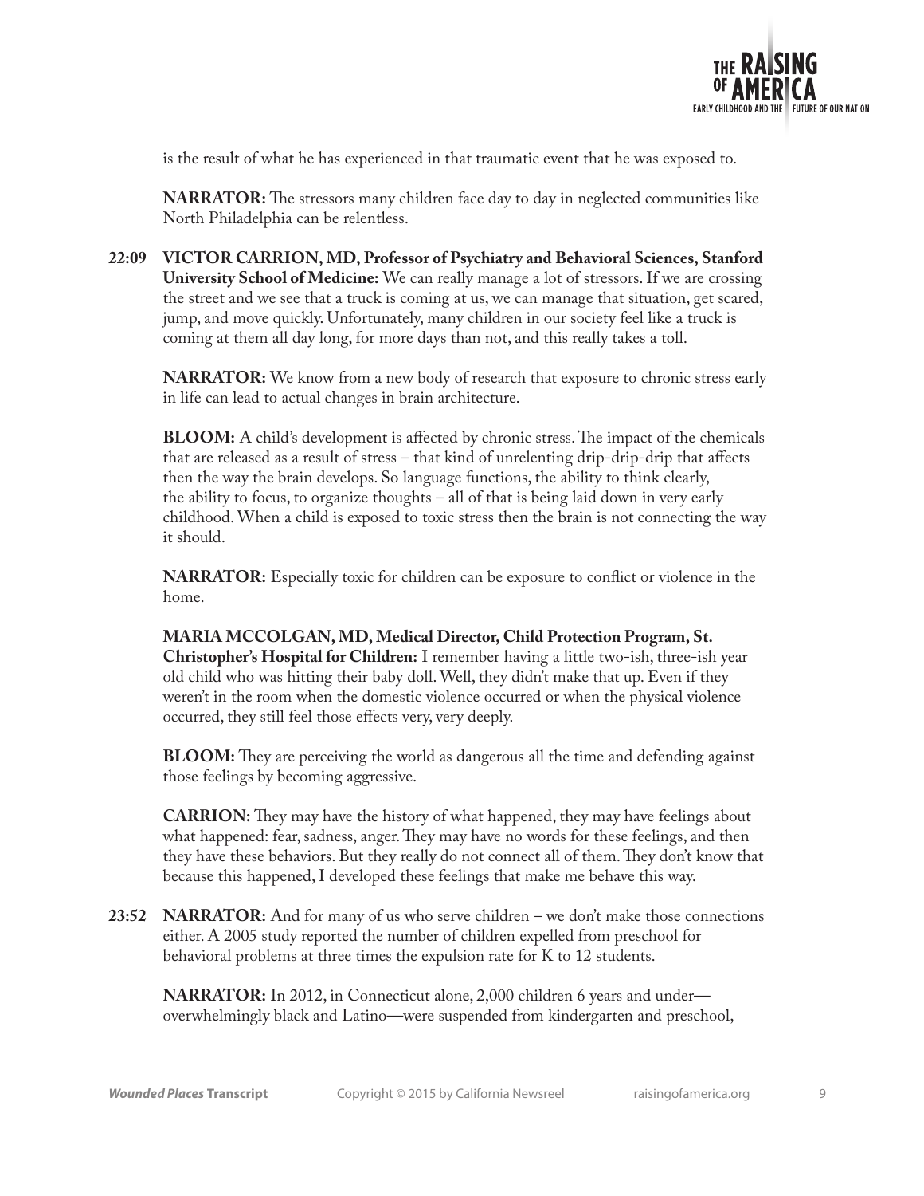is the result of what he has experienced in that traumatic event that he was exposed to.

**NARRATOR:** The stressors many children face day to day in neglected communities like North Philadelphia can be relentless.

**22:09 VICTOR CARRION, MD, Professor of Psychiatry and Behavioral Sciences, Stanford University School of Medicine:** We can really manage a lot of stressors. If we are crossing the street and we see that a truck is coming at us, we can manage that situation, get scared, jump, and move quickly. Unfortunately, many children in our society feel like a truck is coming at them all day long, for more days than not, and this really takes a toll.

**NARRATOR:** We know from a new body of research that exposure to chronic stress early in life can lead to actual changes in brain architecture.

**BLOOM:** A child's development is affected by chronic stress. The impact of the chemicals that are released as a result of stress – that kind of unrelenting drip-drip-drip that affects then the way the brain develops. So language functions, the ability to think clearly, the ability to focus, to organize thoughts – all of that is being laid down in very early childhood. When a child is exposed to toxic stress then the brain is not connecting the way it should.

**NARRATOR:** Especially toxic for children can be exposure to conflict or violence in the home.

**MARIA MCCOLGAN, MD, Medical Director, Child Protection Program, St. Christopher's Hospital for Children:** I remember having a little two-ish, three-ish year old child who was hitting their baby doll. Well, they didn't make that up. Even if they weren't in the room when the domestic violence occurred or when the physical violence occurred, they still feel those effects very, very deeply.

**BLOOM:** They are perceiving the world as dangerous all the time and defending against those feelings by becoming aggressive.

**CARRION:** They may have the history of what happened, they may have feelings about what happened: fear, sadness, anger. They may have no words for these feelings, and then they have these behaviors. But they really do not connect all of them. They don't know that because this happened, I developed these feelings that make me behave this way.

**23:52 NARRATOR:** And for many of us who serve children – we don't make those connections either. A 2005 study reported the number of children expelled from preschool for behavioral problems at three times the expulsion rate for K to 12 students.

**NARRATOR:** In 2012, in Connecticut alone, 2,000 children 6 years and under—overwhelmingly black and Latino—were suspended from kindergarten and preschool,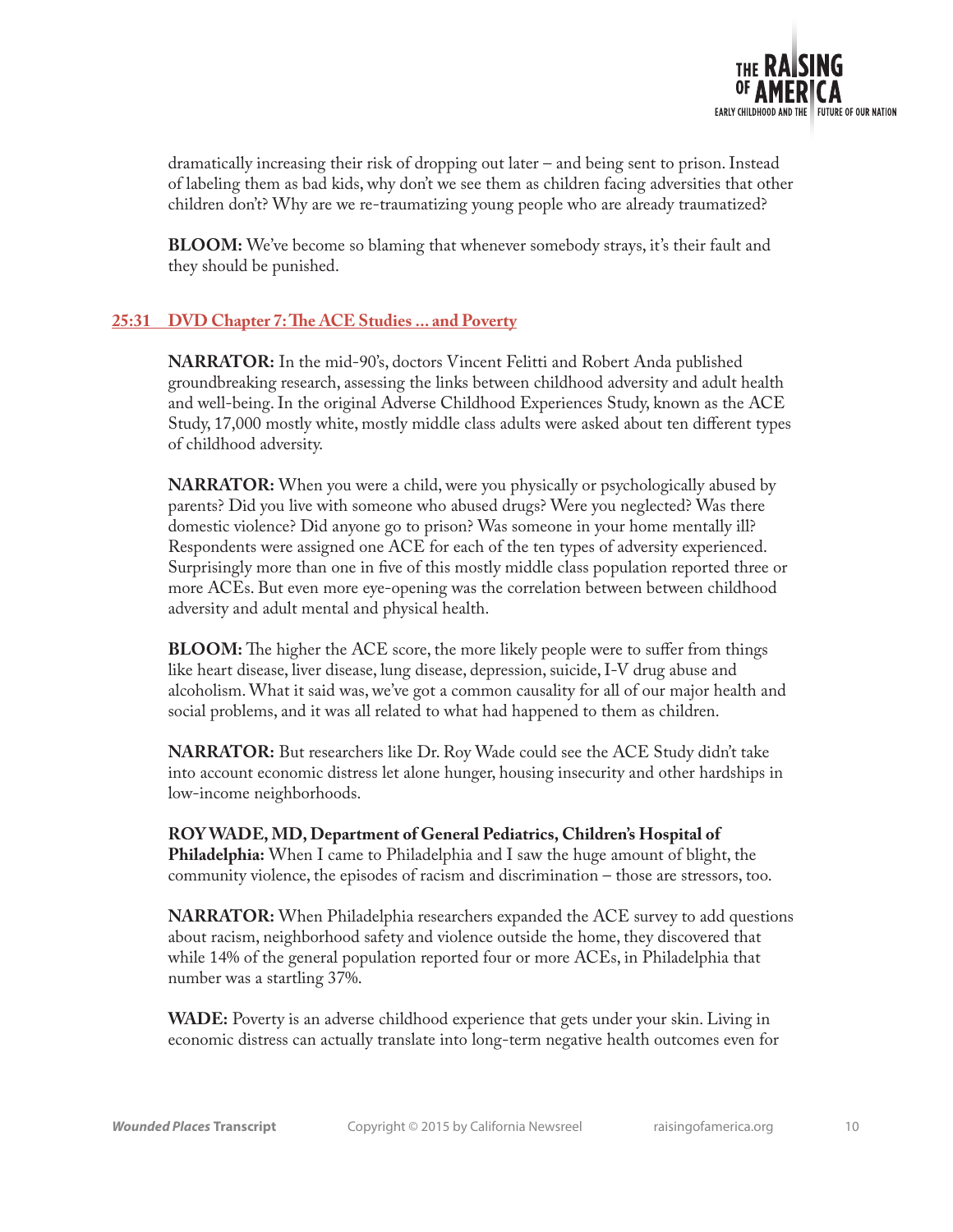dramatically increasing their risk of dropping out later – and being sent to prison. Instead of labeling them as bad kids, why don't we see them as children facing adversities that other children don't? Why are we re-traumatizing young people who are already traumatized?

**BLOOM:** We've become so blaming that whenever somebody strays, it's their fault and they should be punished.

## 25:31 DVD Chapter 7: The ACE Studies ... and Poverty

**NARRATOR:** In the mid-90's, doctors Vincent Felitti and Robert Anda published groundbreaking research, assessing the links between childhood adversity and adult health and well-being. In the original Adverse Childhood Experiences Study, known as the ACE Study, 17,000 mostly white, mostly middle class adults were asked about ten different types of childhood adversity.

**NARRATOR:** When you were a child, were you physically or psychologically abused by parents? Did you live with someone who abused drugs? Were you neglected? Was there domestic violence? Did anyone go to prison? Was someone in your home mentally ill? Respondents were assigned one ACE for each of the ten types of adversity experienced. Surprisingly more than one in five of this mostly middle class population reported three or more ACEs. But even more eye-opening was the correlation between between childhood adversity and adult mental and physical health.

**BLOOM:** The higher the ACE score, the more likely people were to suffer from things like heart disease, liver disease, lung disease, depression, suicide, I-V drug abuse and alcoholism. What it said was, we've got a common causality for all of our major health and social problems, and it was all related to what had happened to them as children.

**NARRATOR:** But researchers like Dr. Roy Wade could see the ACE Study didn't take into account economic distress let alone hunger, housing insecurity and other hardships in low-income neighborhoods.

**ROY WADE, MD, Department of General Pediatrics, Children's Hospital of Philadelphia:** When I came to Philadelphia and I saw the huge amount of blight, the community violence, the episodes of racism and discrimination – those are stressors, too.

**NARRATOR:** When Philadelphia researchers expanded the ACE survey to add questions about racism, neighborhood safety and violence outside the home, they discovered that while 14% of the general population reported four or more ACEs, in Philadelphia that number was a startling 37%.

**WADE:** Poverty is an adverse childhood experience that gets under your skin. Living in economic distress can actually translate into long-term negative health outcomes even for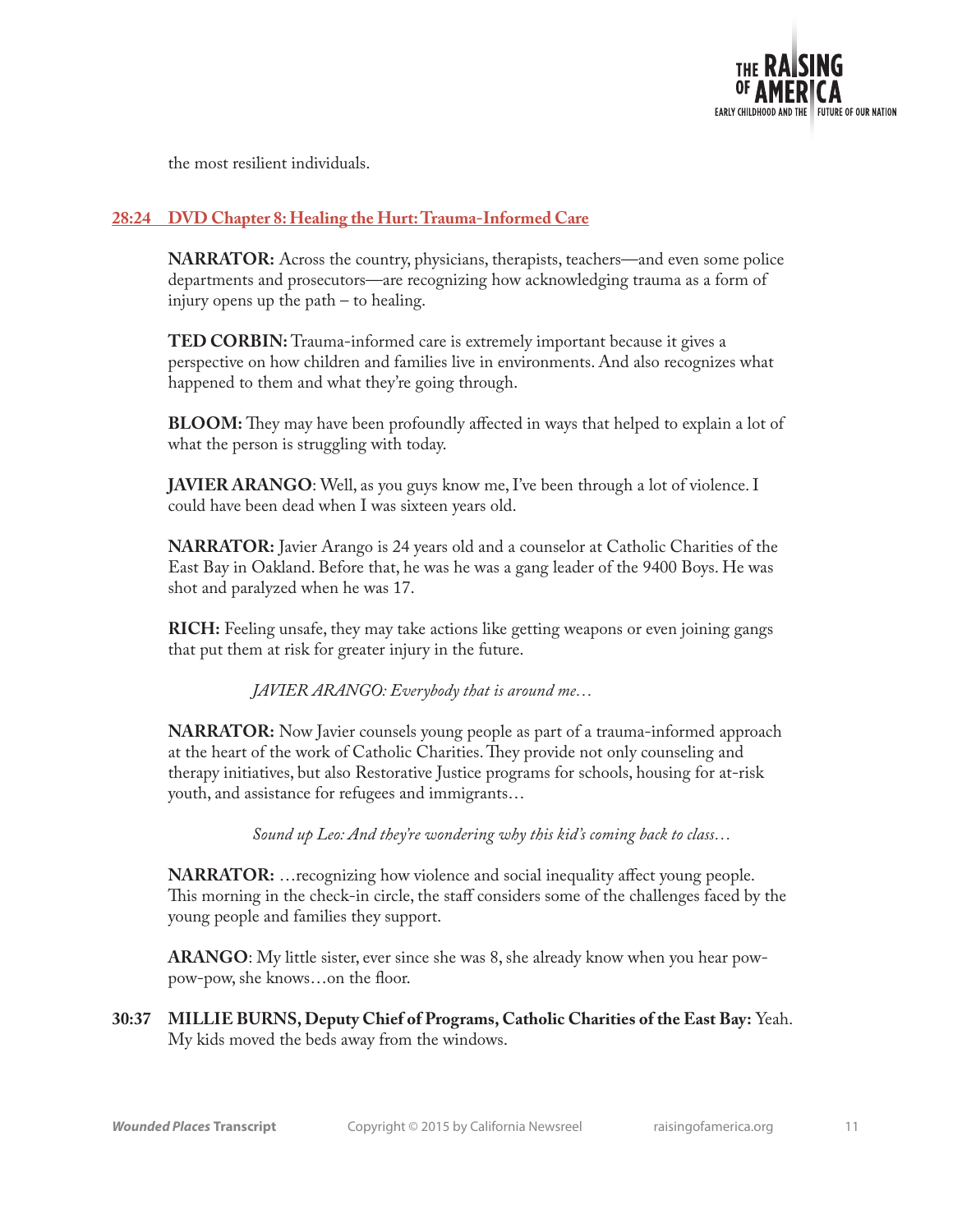the most resilient individuals.

## 28:24 DVD Chapter 8: Healing the Hurt: Trauma-Informed Care

**NARRATOR:** Across the country, physicians, therapists, teachers—and even some police departments and prosecutors—are recognizing how acknowledging trauma as a form of injury opens up the path – to healing.

**TED CORBIN:** Trauma-informed care is extremely important because it gives a perspective on how children and families live in environments. And also recognizes what happened to them and what they're going through.

**BLOOM:** They may have been profoundly affected in ways that helped to explain a lot of what the person is struggling with today.

**JAVIER ARANGO**: Well, as you guys know me, I've been through a lot of violence. I could have been dead when I was sixteen years old.

**NARRATOR:** Javier Arango is 24 years old and a counselor at Catholic Charities of the East Bay in Oakland. Before that, he was he was a gang leader of the 9400 Boys. He was shot and paralyzed when he was 17.

**RICH:** Feeling unsafe, they may take actions like getting weapons or even joining gangs that put them at risk for greater injury in the future.

*JAVIER ARANGO: Everybody that is around me…*

**NARRATOR:** Now Javier counsels young people as part of a trauma-informed approach at the heart of the work of Catholic Charities. They provide not only counseling and therapy initiatives, but also Restorative Justice programs for schools, housing for at-risk youth, and assistance for refugees and immigrants…

*Sound up Leo: And they're wondering why this kid's coming back to class…*

**NARRATOR:** …recognizing how violence and social inequality affect young people. This morning in the check-in circle, the staff considers some of the challenges faced by the young people and families they support.

**ARANGO**: My little sister, ever since she was 8, she already know when you hear pow-pow-pow, she knows…on the floor.

30:37 **MILLIE BURNS, Deputy Chief of Programs, Catholic Charities of the East Bay:** Yeah. My kids moved the beds away from the windows.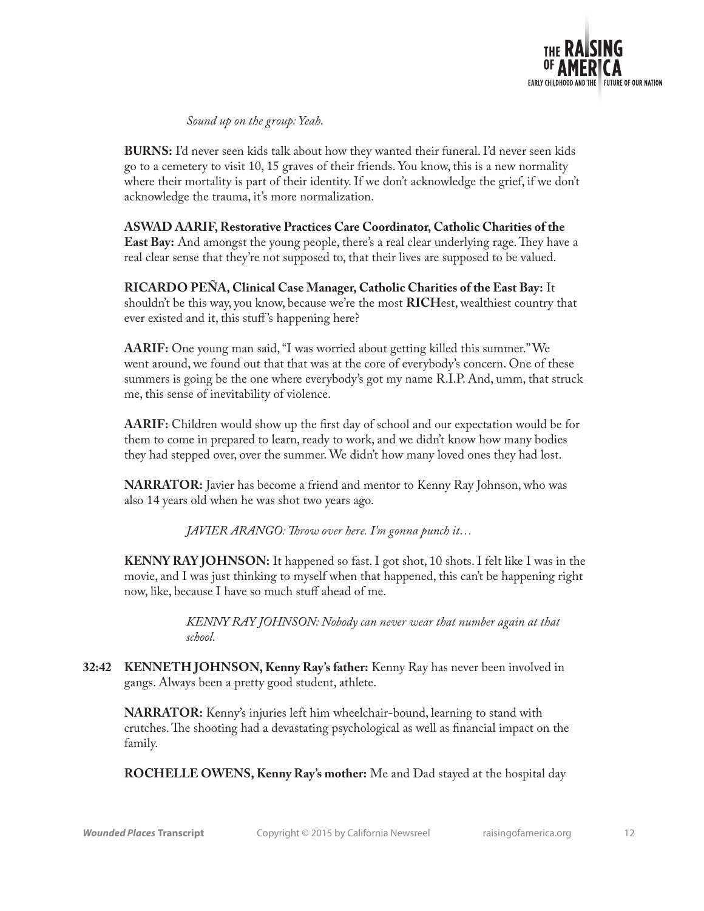*Sound up on the group: Yeah.*

**BURNS:** I'd never seen kids talk about how they wanted their funeral. I'd never seen kids go to a cemetery to visit 10, 15 graves of their friends. You know, this is a new normality where their mortality is part of their identity. If we don't acknowledge the grief, if we don't acknowledge the trauma, it's more normalization.

**ASWAD AARIF, Restorative Practices Care Coordinator, Catholic Charities of the East Bay:** And amongst the young people, there's a real clear underlying rage. They have a real clear sense that they're not supposed to, that their lives are supposed to be valued.

**RICARDO PEÑA, Clinical Case Manager, Catholic Charities of the East Bay:** It shouldn't be this way, you know, because we're the most **RICH**est, wealthiest country that ever existed and it, this stuff's happening here?

**AARIF:** One young man said, "I was worried about getting killed this summer." We went around, we found out that that was at the core of everybody's concern. One of these summers is going be the one where everybody's got my name R.I.P. And, umm, that struck me, this sense of inevitability of violence.

**AARIF:** Children would show up the first day of school and our expectation would be for them to come in prepared to learn, ready to work, and we didn't know how many bodies they had stepped over, over the summer. We didn't how many loved ones they had lost.

**NARRATOR:** Javier has become a friend and mentor to Kenny Ray Johnson, who was also 14 years old when he was shot two years ago.

*JAVIER ARANGO: Throw over here. I'm gonna punch it…*

**KENNY RAY JOHNSON:** It happened so fast. I got shot, 10 shots. I felt like I was in the movie, and I was just thinking to myself when that happened, this can't be happening right now, like, because I have so much stuff ahead of me.

*KENNY RAY JOHNSON: Nobody can never wear that number again at that school.*

**32:42** **KENNETH JOHNSON, Kenny Ray's father:** Kenny Ray has never been involved in gangs. Always been a pretty good student, athlete.

**NARRATOR:** Kenny's injuries left him wheelchair-bound, learning to stand with crutches. The shooting had a devastating psychological as well as financial impact on the family.

**ROCHELLE OWENS, Kenny Ray's mother:** Me and Dad stayed at the hospital day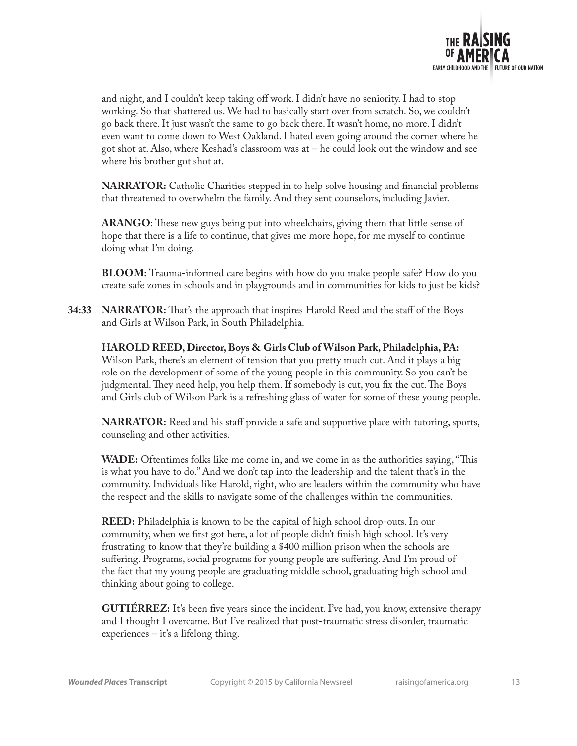and night, and I couldn't keep taking off work. I didn't have no seniority. I had to stop working. So that shattered us. We had to basically start over from scratch. So, we couldn't go back there. It just wasn't the same to go back there. It wasn't home, no more. I didn't even want to come down to West Oakland. I hated even going around the corner where he got shot at. Also, where Keshad's classroom was at – he could look out the window and see where his brother got shot at.

**NARRATOR:** Catholic Charities stepped in to help solve housing and financial problems that threatened to overwhelm the family. And they sent counselors, including Javier.

**ARANGO**: These new guys being put into wheelchairs, giving them that little sense of hope that there is a life to continue, that gives me more hope, for me myself to continue doing what I'm doing.

**BLOOM:** Trauma-informed care begins with how do you make people safe? How do you create safe zones in schools and in playgrounds and in communities for kids to just be kids?

**34:33** **NARRATOR:** That's the approach that inspires Harold Reed and the staff of the Boys and Girls at Wilson Park, in South Philadelphia.

**HAROLD REED, Director, Boys & Girls Club of Wilson Park, Philadelphia, PA:** Wilson Park, there's an element of tension that you pretty much cut. And it plays a big role on the development of some of the young people in this community. So you can't be judgmental. They need help, you help them. If somebody is cut, you fix the cut. The Boys and Girls club of Wilson Park is a refreshing glass of water for some of these young people.

**NARRATOR:** Reed and his staff provide a safe and supportive place with tutoring, sports, counseling and other activities.

**WADE:** Oftentimes folks like me come in, and we come in as the authorities saying, "This is what you have to do." And we don't tap into the leadership and the talent that's in the community. Individuals like Harold, right, who are leaders within the community who have the respect and the skills to navigate some of the challenges within the communities.

**REED:** Philadelphia is known to be the capital of high school drop-outs. In our community, when we first got here, a lot of people didn't finish high school. It's very frustrating to know that they're building a $400 million prison when the schools are suffering. Programs, social programs for young people are suffering. And I'm proud of the fact that my young people are graduating middle school, graduating high school and thinking about going to college.

**GUTIÉRREZ:** It's been five years since the incident. I've had, you know, extensive therapy and I thought I overcame. But I've realized that post-traumatic stress disorder, traumatic experiences – it's a lifelong thing.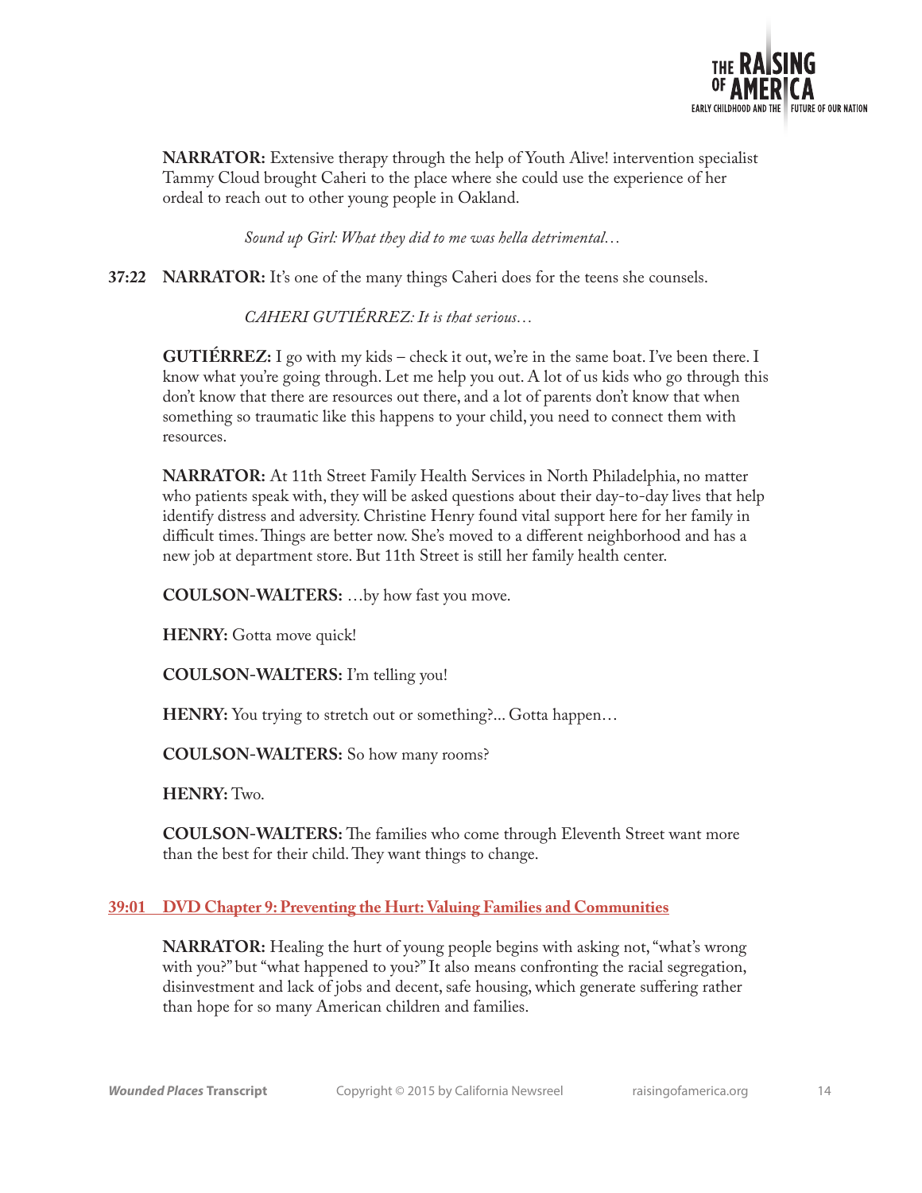**NARRATOR:** Extensive therapy through the help of Youth Alive! intervention specialist Tammy Cloud brought Caheri to the place where she could use the experience of her ordeal to reach out to other young people in Oakland.

*Sound up Girl: What they did to me was hella detrimental…*

**37:22** **NARRATOR:** It's one of the many things Caheri does for the teens she counsels.

*CAHERI GUTIÉRREZ: It is that serious…*

**GUTIÉRREZ:** I go with my kids – check it out, we're in the same boat. I've been there. I know what you're going through. Let me help you out. A lot of us kids who go through this don't know that there are resources out there, and a lot of parents don't know that when something so traumatic like this happens to your child, you need to connect them with resources.

**NARRATOR:** At 11th Street Family Health Services in North Philadelphia, no matter who patients speak with, they will be asked questions about their day-to-day lives that help identify distress and adversity. Christine Henry found vital support here for her family in difficult times. Things are better now. She's moved to a different neighborhood and has a new job at department store. But 11th Street is still her family health center.

**COULSON-WALTERS:** …by how fast you move.

**HENRY:** Gotta move quick!

**COULSON-WALTERS:** I'm telling you!

**HENRY:** You trying to stretch out or something?... Gotta happen…

**COULSON-WALTERS:** So how many rooms?

**HENRY:** Two.

**COULSON-WALTERS:** The families who come through Eleventh Street want more than the best for their child. They want things to change.

## 39:01 DVD Chapter 9: Preventing the Hurt: Valuing Families and Communities

**NARRATOR:** Healing the hurt of young people begins with asking not, "what's wrong with you?" but "what happened to you?" It also means confronting the racial segregation, disinvestment and lack of jobs and decent, safe housing, which generate suffering rather than hope for so many American children and families.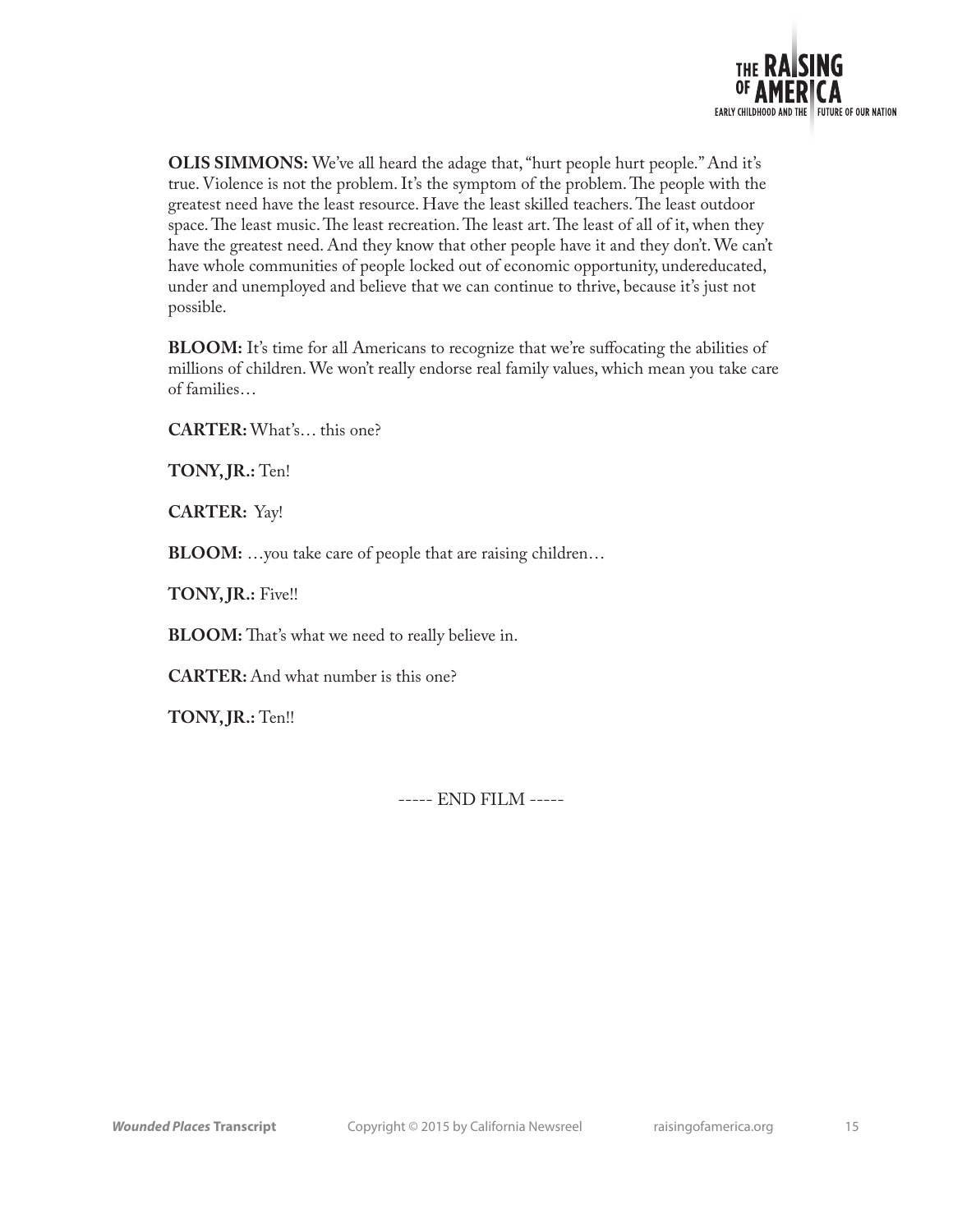**OLIS SIMMONS:** We've all heard the adage that, "hurt people hurt people." And it's true. Violence is not the problem. It's the symptom of the problem. The people with the greatest need have the least resource. Have the least skilled teachers. The least outdoor space. The least music. The least recreation. The least art. The least of all of it, when they have the greatest need. And they know that other people have it and they don't. We can't have whole communities of people locked out of economic opportunity, undereducated, under and unemployed and believe that we can continue to thrive, because it's just not possible.

**BLOOM:** It's time for all Americans to recognize that we're suffocating the abilities of millions of children. We won't really endorse real family values, which mean you take care of families…

**CARTER:** What's… this one?

**TONY, JR.:** Ten!

**CARTER:** Yay!

**BLOOM:** …you take care of people that are raising children…

**TONY, JR.:** Five!!

**BLOOM:** That's what we need to really believe in.

**CARTER:** And what number is this one?

**TONY, JR.:** Ten!!

----- END FILM -----